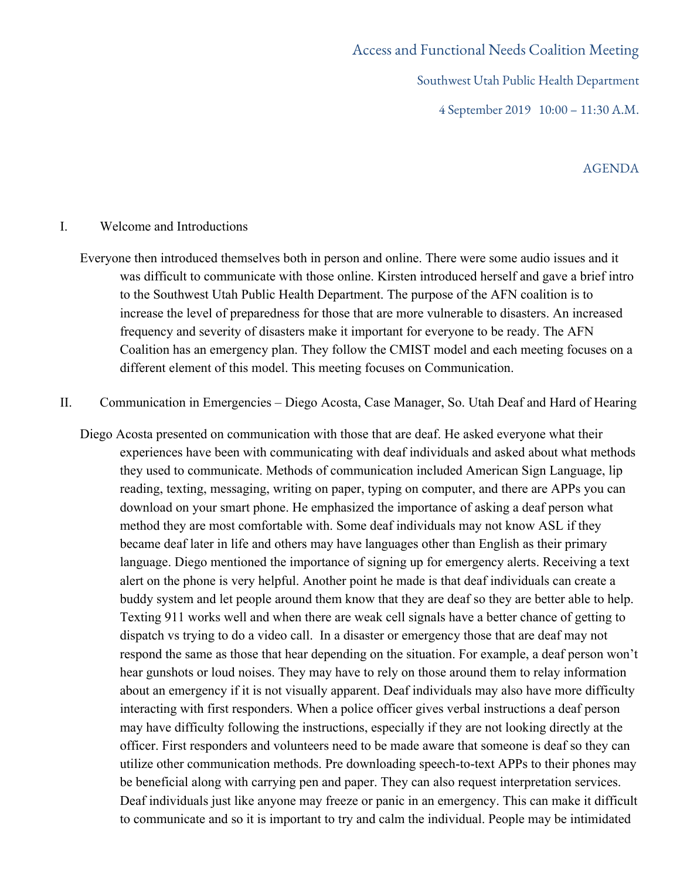Access and Functional Needs Coalition Meeting

Southwest Utah Public Health Department

4 September 2019 10:00 – 11:30 A.M.

AGENDA

I. Welcome and Introductions

Everyone then introduced themselves both in person and online. There were some audio issues and it was difficult to communicate with those online. Kirsten introduced herself and gave a brief intro to the Southwest Utah Public Health Department. The purpose of the AFN coalition is to increase the level of preparedness for those that are more vulnerable to disasters. An increased frequency and severity of disasters make it important for everyone to be ready. The AFN Coalition has an emergency plan. They follow the CMIST model and each meeting focuses on a different element of this model. This meeting focuses on Communication.

II. Communication in Emergencies – Diego Acosta, Case Manager, So. Utah Deaf and Hard of Hearing

Diego Acosta presented on communication with those that are deaf. He asked everyone what their experiences have been with communicating with deaf individuals and asked about what methods they used to communicate. Methods of communication included American Sign Language, lip reading, texting, messaging, writing on paper, typing on computer, and there are APPs you can download on your smart phone. He emphasized the importance of asking a deaf person what method they are most comfortable with. Some deaf individuals may not know ASL if they became deaf later in life and others may have languages other than English as their primary language. Diego mentioned the importance of signing up for emergency alerts. Receiving a text alert on the phone is very helpful. Another point he made is that deaf individuals can create a buddy system and let people around them know that they are deaf so they are better able to help. Texting 911 works well and when there are weak cell signals have a better chance of getting to dispatch vs trying to do a video call. In a disaster or emergency those that are deaf may not respond the same as those that hear depending on the situation. For example, a deaf person won't hear gunshots or loud noises. They may have to rely on those around them to relay information about an emergency if it is not visually apparent. Deaf individuals may also have more difficulty interacting with first responders. When a police officer gives verbal instructions a deaf person may have difficulty following the instructions, especially if they are not looking directly at the officer. First responders and volunteers need to be made aware that someone is deaf so they can utilize other communication methods. Pre downloading speech-to-text APPs to their phones may be beneficial along with carrying pen and paper. They can also request interpretation services. Deaf individuals just like anyone may freeze or panic in an emergency. This can make it difficult to communicate and so it is important to try and calm the individual. People may be intimidated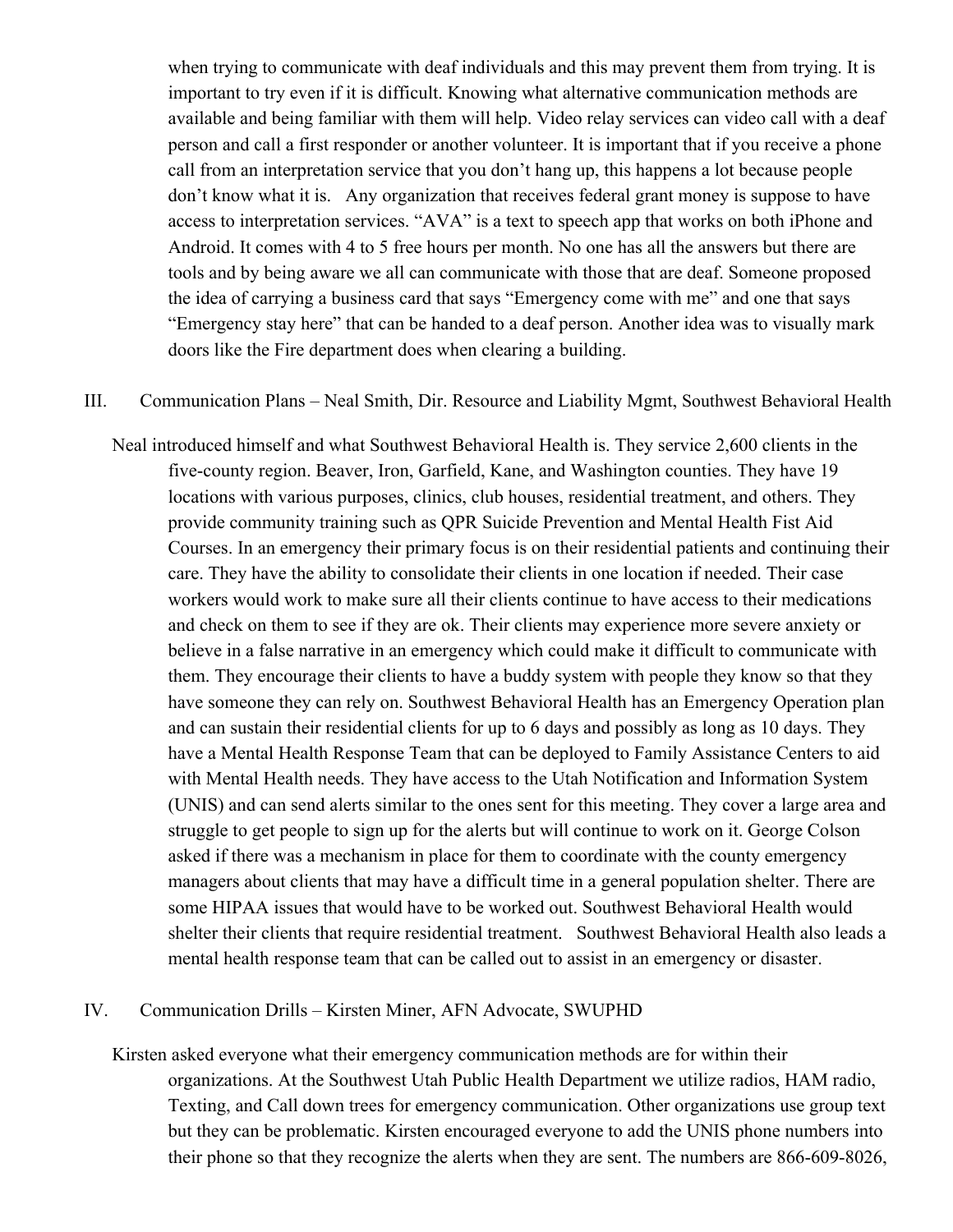when trying to communicate with deaf individuals and this may prevent them from trying. It is important to try even if it is difficult. Knowing what alternative communication methods are available and being familiar with them will help. Video relay services can video call with a deaf person and call a first responder or another volunteer. It is important that if you receive a phone call from an interpretation service that you don't hang up, this happens a lot because people don't know what it is. Any organization that receives federal grant money is suppose to have access to interpretation services. "AVA" is a text to speech app that works on both iPhone and Android. It comes with 4 to 5 free hours per month. No one has all the answers but there are tools and by being aware we all can communicate with those that are deaf. Someone proposed the idea of carrying a business card that says "Emergency come with me" and one that says "Emergency stay here" that can be handed to a deaf person. Another idea was to visually mark doors like the Fire department does when clearing a building.

III. Communication Plans – Neal Smith, Dir. Resource and Liability Mgmt, Southwest Behavioral Health

Neal introduced himself and what Southwest Behavioral Health is. They service 2,600 clients in the five-county region. Beaver, Iron, Garfield, Kane, and Washington counties. They have 19 locations with various purposes, clinics, club houses, residential treatment, and others. They provide community training such as QPR Suicide Prevention and Mental Health Fist Aid Courses. In an emergency their primary focus is on their residential patients and continuing their care. They have the ability to consolidate their clients in one location if needed. Their case workers would work to make sure all their clients continue to have access to their medications and check on them to see if they are ok. Their clients may experience more severe anxiety or believe in a false narrative in an emergency which could make it difficult to communicate with them. They encourage their clients to have a buddy system with people they know so that they have someone they can rely on. Southwest Behavioral Health has an Emergency Operation plan and can sustain their residential clients for up to 6 days and possibly as long as 10 days. They have a Mental Health Response Team that can be deployed to Family Assistance Centers to aid with Mental Health needs. They have access to the Utah Notification and Information System (UNIS) and can send alerts similar to the ones sent for this meeting. They cover a large area and struggle to get people to sign up for the alerts but will continue to work on it. George Colson asked if there was a mechanism in place for them to coordinate with the county emergency managers about clients that may have a difficult time in a general population shelter. There are some HIPAA issues that would have to be worked out. Southwest Behavioral Health would shelter their clients that require residential treatment. Southwest Behavioral Health also leads a mental health response team that can be called out to assist in an emergency or disaster.

IV. Communication Drills – Kirsten Miner, AFN Advocate, SWUPHD

Kirsten asked everyone what their emergency communication methods are for within their organizations. At the Southwest Utah Public Health Department we utilize radios, HAM radio, Texting, and Call down trees for emergency communication. Other organizations use group text but they can be problematic. Kirsten encouraged everyone to add the UNIS phone numbers into their phone so that they recognize the alerts when they are sent. The numbers are 866-609-8026,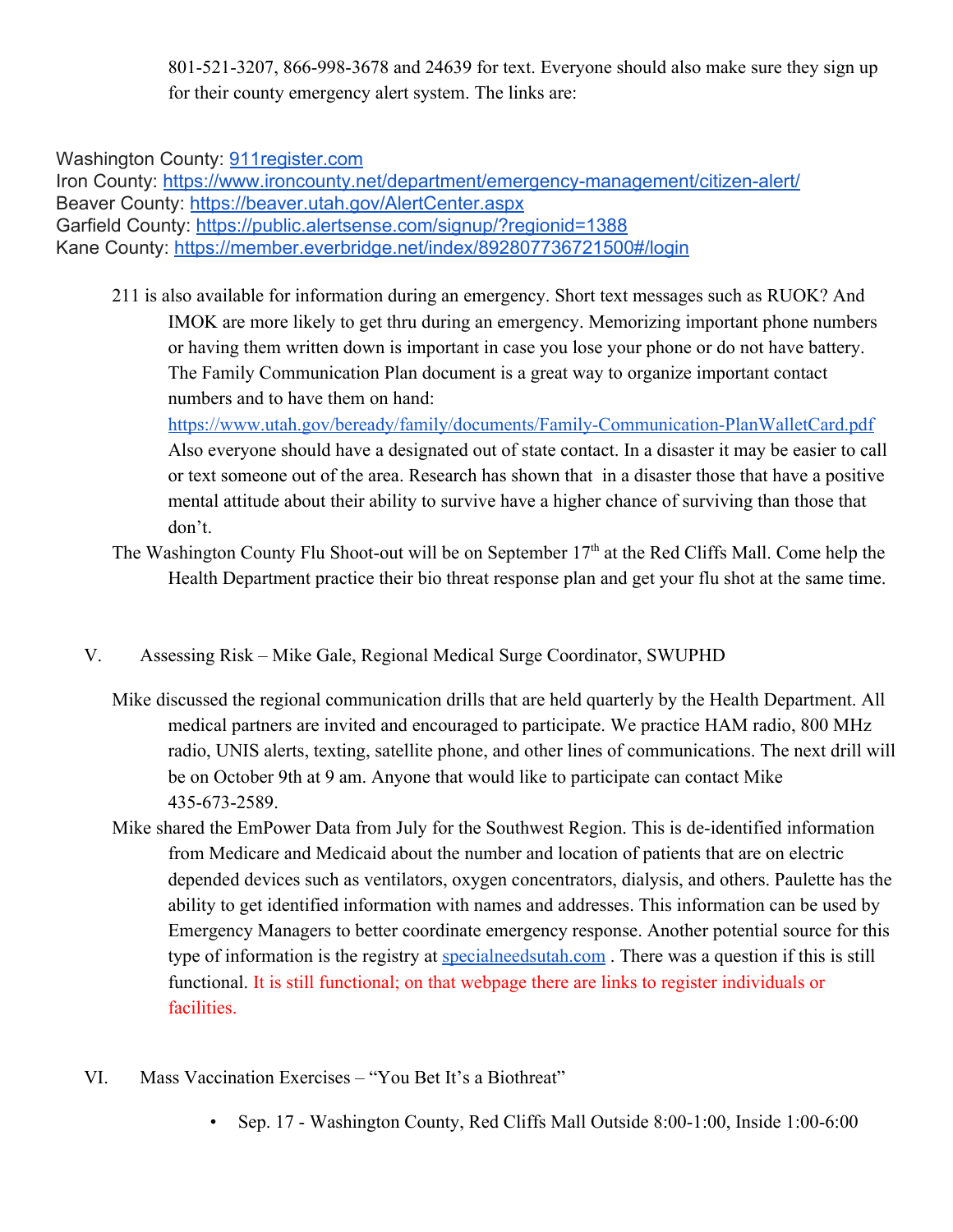801-521-3207, 866-998-3678 and 24639 for text. Everyone should also make sure they sign up for their county emergency alert system. The links are:

Washington County: [911register.com](911register.com)
Iron County: [https://www.ironcounty.net/department/emergency-management/citizen-alert/](https://www.ironcounty.net/department/emergency-management/citizen-alert/)
Beaver County: [https://beaver.utah.gov/AlertCenter.aspx](https://beaver.utah.gov/AlertCenter.aspx)
Garfield County: [https://public.alertsense.com/signup/?regionid=1388](https://public.alertsense.com/signup/?regionid=1388)
Kane County: [https://member.everbridge.net/index/892807736721500#/login](https://member.everbridge.net/index/892807736721500#/login)

211 is also available for information during an emergency. Short text messages such as RUOK? And IMOK are more likely to get thru during an emergency. Memorizing important phone numbers or having them written down is important in case you lose your phone or do not have battery. The Family Communication Plan document is a great way to organize important contact numbers and to have them on hand: [https://www.utah.gov/beready/family/documents/Family-Communication-PlanWalletCard.pdf](https://www.utah.gov/beready/family/documents/Family-Communication-PlanWalletCard.pdf) Also everyone should have a designated out of state contact. In a disaster it may be easier to call or text someone out of the area. Research has shown that in a disaster those that have a positive mental attitude about their ability to survive have a higher chance of surviving than those that don't.

The Washington County Flu Shoot-out will be on September 17th at the Red Cliffs Mall. Come help the Health Department practice their bio threat response plan and get your flu shot at the same time.

## V. Assessing Risk – Mike Gale, Regional Medical Surge Coordinator, SWUPHD

Mike discussed the regional communication drills that are held quarterly by the Health Department. All medical partners are invited and encouraged to participate. We practice HAM radio, 800 MHz radio, UNIS alerts, texting, satellite phone, and other lines of communications. The next drill will be on October 9th at 9 am. Anyone that would like to participate can contact Mike 435-673-2589.

Mike shared the EmPower Data from July for the Southwest Region. This is de-identified information from Medicare and Medicaid about the number and location of patients that are on electric depended devices such as ventilators, oxygen concentrators, dialysis, and others. Paulette has the ability to get identified information with names and addresses. This information can be used by Emergency Managers to better coordinate emergency response. Another potential source for this type of information is the registry at [specialneedsutah.com](specialneedsutah.com) . There was a question if this is still functional. It is still functional; on that webpage there are links to register individuals or facilities.

## VI. Mass Vaccination Exercises – "You Bet It's a Biothreat"

- Sep. 17 - Washington County, Red Cliffs Mall Outside 8:00-1:00, Inside 1:00-6:00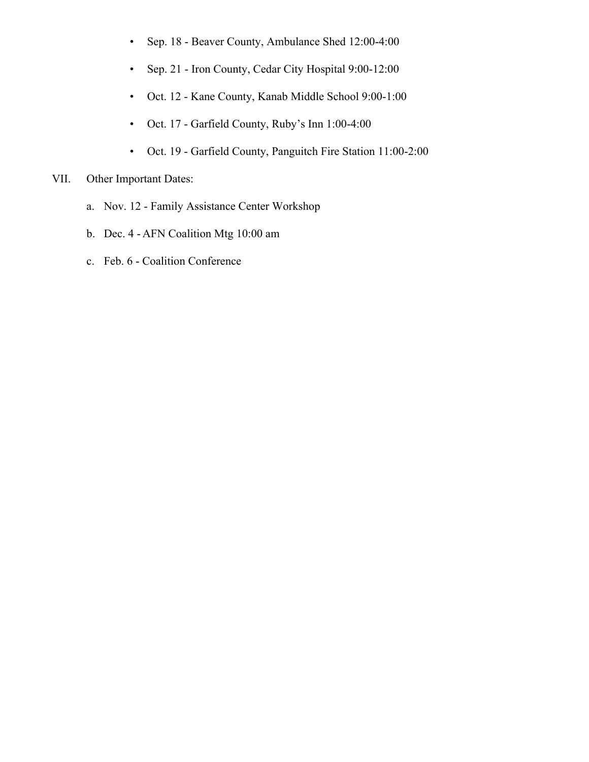- Sep. 18 - Beaver County, Ambulance Shed 12:00-4:00
- Sep. 21 - Iron County, Cedar City Hospital 9:00-12:00
- Oct. 12 - Kane County, Kanab Middle School 9:00-1:00
- Oct. 17 - Garfield County, Ruby's Inn 1:00-4:00
- Oct. 19 - Garfield County, Panguitch Fire Station 11:00-2:00

VII. Other Important Dates:

a. Nov. 12 - Family Assistance Center Workshop

b. Dec. 4 - AFN Coalition Mtg 10:00 am

c. Feb. 6 - Coalition Conference